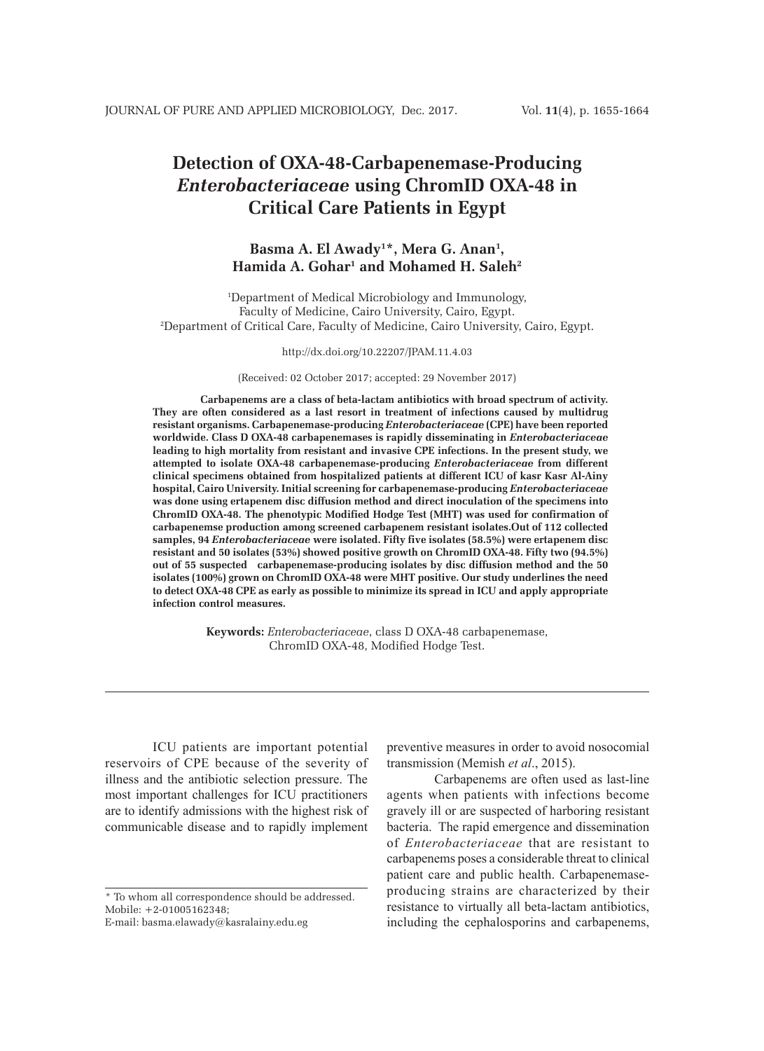# Detection of OXA-48-Carbapenemase-Producing *Enterobacteriaceae* using ChromID OXA-48 in Critical Care Patients in Egypt

**Basma A. El Awady[1]*, Mera G. Anan[1], Hamida A. Gohar[1] and Mohamed H. Saleh[2]**

[1]Department of Medical Microbiology and Immunology, Faculty of Medicine, Cairo University, Cairo, Egypt.
[2]Department of Critical Care, Faculty of Medicine, Cairo University, Cairo, Egypt.

http://dx.doi.org/10.22207/JPAM.11.4.03

(Received: 02 October 2017; accepted: 29 November 2017)

**Carbapenems are a class of beta-lactam antibiotics with broad spectrum of activity. They are often considered as a last resort in treatment of infections caused by multidrug resistant organisms. Carbapenemase-producing *Enterobacteriaceae* (CPE) have been reported worldwide. Class D OXA-48 carbapenemases is rapidly disseminating in *Enterobacteriaceae* leading to high mortality from resistant and invasive CPE infections. In the present study, we attempted to isolate OXA-48 carbapenemase-producing *Enterobacteriaceae* from different clinical specimens obtained from hospitalized patients at different ICU of kasr Kasr Al-Ainy hospital, Cairo University. Initial screening for carbapenemase-producing *Enterobacteriaceae* was done using ertapenem disc diffusion method and direct inoculation of the specimens into ChromID OXA-48. The phenotypic Modified Hodge Test (MHT) was used for confirmation of carbapenemse production among screened carbapenem resistant isolates.Out of 112 collected samples, 94 *Enterobacteriaceae* were isolated. Fifty five isolates (58.5%) were ertapenem disc resistant and 50 isolates (53%) showed positive growth on ChromID OXA-48. Fifty two (94.5%) out of 55 suspected carbapenemase-producing isolates by disc diffusion method and the 50 isolates (100%) grown on ChromID OXA-48 were MHT positive. Our study underlines the need to detect OXA-48 CPE as early as possible to minimize its spread in ICU and apply appropriate infection control measures.**

**Keywords:** *Enterobacteriaceae*, class D OXA-48 carbapenemase, ChromID OXA-48, Modified Hodge Test.

---

ICU patients are important potential reservoirs of CPE because of the severity of illness and the antibiotic selection pressure. The most important challenges for ICU practitioners are to identify admissions with the highest risk of communicable disease and to rapidly implement preventive measures in order to avoid nosocomial transmission (Memish *et al*., 2015).

Carbapenems are often used as last-line agents when patients with infections become gravely ill or are suspected of harboring resistant bacteria. The rapid emergence and dissemination of *Enterobacteriaceae* that are resistant to carbapenems poses a considerable threat to clinical patient care and public health. Carbapenemase-producing strains are characterized by their resistance to virtually all beta-lactam antibiotics, including the cephalosporins and carbapenems,

\* To whom all correspondence should be addressed.
Mobile: +2-01005162348;
E-mail: basma.elawady@kasralainy.edu.eg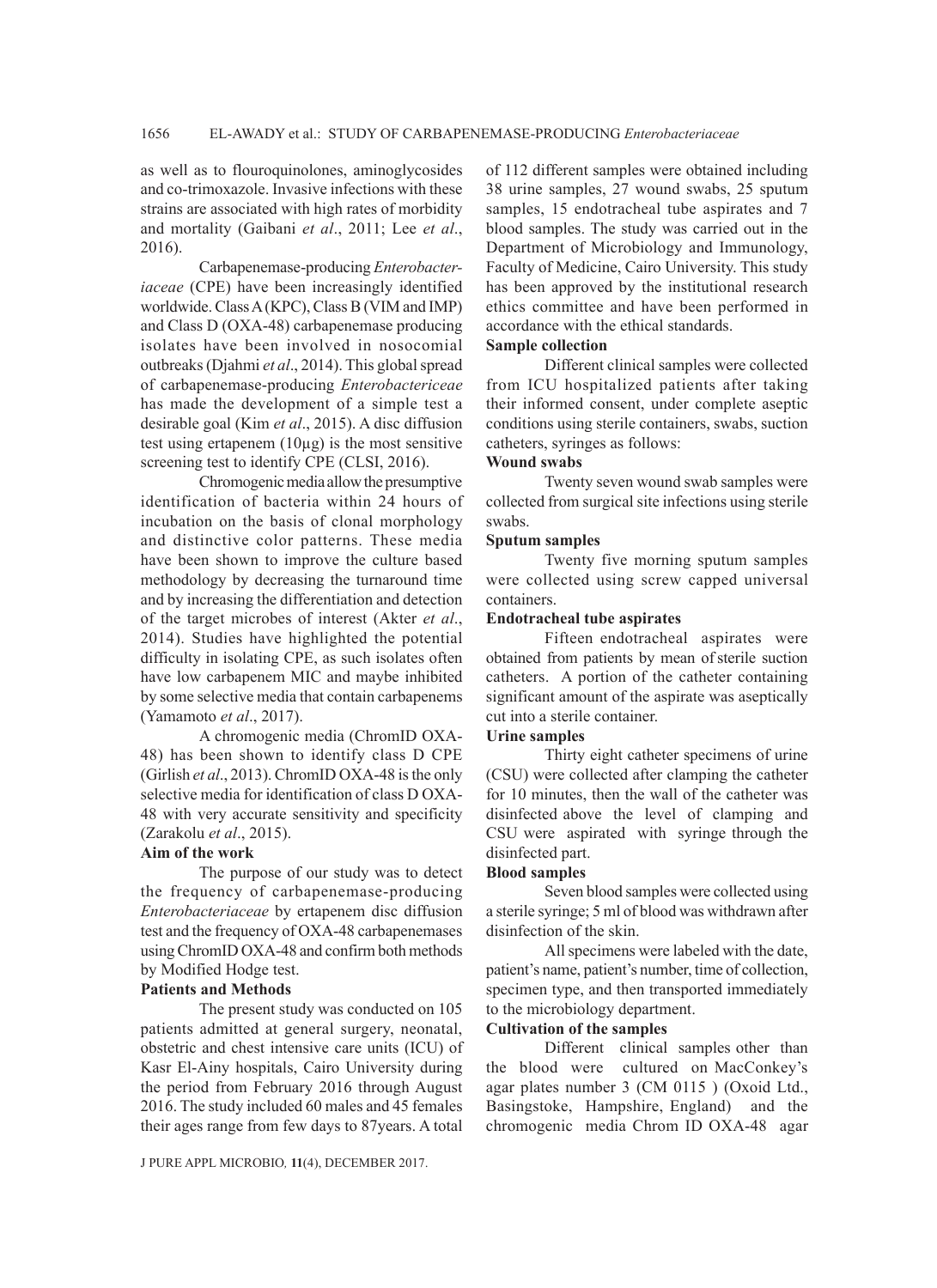as well as to flouroquinolones, aminoglycosides and co-trimoxazole. Invasive infections with these strains are associated with high rates of morbidity and mortality (Gaibani *et al*., 2011; Lee *et al*., 2016).

Carbapenemase-producing *Enterobacteriaceae* (CPE) have been increasingly identified worldwide. Class A (KPC), Class B (VIM and IMP) and Class D (OXA-48) carbapenemase producing isolates have been involved in nosocomial outbreaks (Djahmi *et al*., 2014). This global spread of carbapenemase-producing *Enterobactericeae* has made the development of a simple test a desirable goal (Kim *et al*., 2015). A disc diffusion test using ertapenem (10µg) is the most sensitive screening test to identify CPE (CLSI, 2016).

Chromogenic media allow the presumptive identification of bacteria within 24 hours of incubation on the basis of clonal morphology and distinctive color patterns. These media have been shown to improve the culture based methodology by decreasing the turnaround time and by increasing the differentiation and detection of the target microbes of interest (Akter *et al*., 2014). Studies have highlighted the potential difficulty in isolating CPE, as such isolates often have low carbapenem MIC and maybe inhibited by some selective media that contain carbapenems (Yamamoto *et al*., 2017).

A chromogenic media (ChromID OXA-48) has been shown to identify class D CPE (Girlish *et al*., 2013). ChromID OXA-48 is the only selective media for identification of class D OXA-48 with very accurate sensitivity and specificity (Zarakolu *et al*., 2015).

## Aim of the work

The purpose of our study was to detect the frequency of carbapenemase-producing *Enterobacteriaceae* by ertapenem disc diffusion test and the frequency of OXA-48 carbapenemases using ChromID OXA-48 and confirm both methods by Modified Hodge test.

## Patients and Methods

The present study was conducted on 105 patients admitted at general surgery, neonatal, obstetric and chest intensive care units (ICU) of Kasr El-Ainy hospitals, Cairo University during the period from February 2016 through August 2016. The study included 60 males and 45 females their ages range from few days to 87years. A total of 112 different samples were obtained including 38 urine samples, 27 wound swabs, 25 sputum samples, 15 endotracheal tube aspirates and 7 blood samples. The study was carried out in the Department of Microbiology and Immunology, Faculty of Medicine, Cairo University. This study has been approved by the institutional research ethics committee and have been performed in accordance with the ethical standards.

### Sample collection

Different clinical samples were collected from ICU hospitalized patients after taking their informed consent, under complete aseptic conditions using sterile containers, swabs, suction catheters, syringes as follows:

### Wound swabs

Twenty seven wound swab samples were collected from surgical site infections using sterile swabs.

### Sputum samples

Twenty five morning sputum samples were collected using screw capped universal containers.

### Endotracheal tube aspirates

Fifteen endotracheal aspirates were obtained from patients by mean of sterile suction catheters. A portion of the catheter containing significant amount of the aspirate was aseptically cut into a sterile container.

### Urine samples

Thirty eight catheter specimens of urine (CSU) were collected after clamping the catheter for 10 minutes, then the wall of the catheter was disinfected above the level of clamping and CSU were aspirated with syringe through the disinfected part.

### Blood samples

Seven blood samples were collected using a sterile syringe; 5 ml of blood was withdrawn after disinfection of the skin.

All specimens were labeled with the date, patient's name, patient's number, time of collection, specimen type, and then transported immediately to the microbiology department.

### Cultivation of the samples

Different clinical samples other than the blood were cultured on MacConkey's agar plates number 3 (CM 0115 ) (Oxoid Ltd., Basingstoke, Hampshire, England) and the chromogenic media Chrom ID OXA-48 agar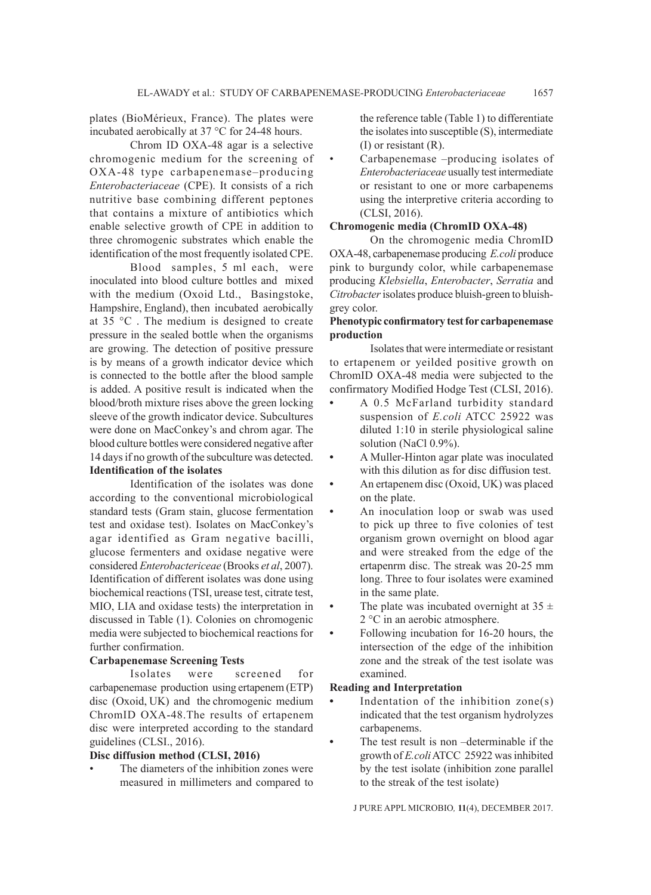plates (BioMérieux, France). The plates were incubated aerobically at 37 °C for 24-48 hours.

Chrom ID OXA-48 agar is a selective chromogenic medium for the screening of OXA-48 type carbapenemase–producing *Enterobacteriaceae* (CPE). It consists of a rich nutritive base combining different peptones that contains a mixture of antibiotics which enable selective growth of CPE in addition to three chromogenic substrates which enable the identification of the most frequently isolated CPE.

Blood samples, 5 ml each, were inoculated into blood culture bottles and mixed with the medium (Oxoid Ltd., Basingstoke, Hampshire, England), then incubated aerobically at 35 °C . The medium is designed to create pressure in the sealed bottle when the organisms are growing. The detection of positive pressure is by means of a growth indicator device which is connected to the bottle after the blood sample is added. A positive result is indicated when the blood/broth mixture rises above the green locking sleeve of the growth indicator device. Subcultures were done on MacConkey's and chrom agar. The blood culture bottles were considered negative after 14 days if no growth of the subculture was detected.

**Identification of the isolates**

Identification of the isolates was done according to the conventional microbiological standard tests (Gram stain, glucose fermentation test and oxidase test). Isolates on MacConkey's agar identified as Gram negative bacilli, glucose fermenters and oxidase negative were considered *Enterobactericeae* (Brooks *et al*, 2007). Identification of different isolates was done using biochemical reactions (TSI, urease test, citrate test, MIO, LIA and oxidase tests) the interpretation in discussed in Table (1). Colonies on chromogenic media were subjected to biochemical reactions for further confirmation.

**Carbapenemase Screening Tests**

Isolates were screened for carbapenemase production using ertapenem (ETP) disc (Oxoid, UK) and the chromogenic medium ChromID OXA-48.The results of ertapenem disc were interpreted according to the standard guidelines (CLSI., 2016).

**Disc diffusion method (CLSI, 2016)**

- The diameters of the inhibition zones were measured in millimeters and compared to the reference table (Table 1) to differentiate the isolates into susceptible (S), intermediate (I) or resistant (R).
- Carbapenemase –producing isolates of *Enterobacteriaceae* usually test intermediate or resistant to one or more carbapenems using the interpretive criteria according to (CLSI, 2016).

**Chromogenic media (ChromID OXA-48)**

On the chromogenic media ChromID OXA-48, carbapenemase producing *E.coli* produce pink to burgundy color, while carbapenemase producing *Klebsiella*, *Enterobacter*, *Serratia* and *Citrobacter* isolates produce bluish-green to bluish-grey color.

**Phenotypic confirmatory test for carbapenemase production**

Isolates that were intermediate or resistant to ertapenem or yeilded positive growth on ChromID OXA-48 media were subjected to the confirmatory Modified Hodge Test (CLSI, 2016).

- A 0.5 McFarland turbidity standard suspension of *E.coli* ATCC 25922 was diluted 1:10 in sterile physiological saline solution (NaCl 0.9%).
- A Muller-Hinton agar plate was inoculated with this dilution as for disc diffusion test.
- An ertapenem disc (Oxoid, UK) was placed on the plate.
- An inoculation loop or swab was used to pick up three to five colonies of test organism grown overnight on blood agar and were streaked from the edge of the ertapenrm disc. The streak was 20-25 mm long. Three to four isolates were examined in the same plate.
- The plate was incubated overnight at 35 ± 2 °C in an aerobic atmosphere.
- Following incubation for 16-20 hours, the intersection of the edge of the inhibition zone and the streak of the test isolate was examined.

**Reading and Interpretation**

- Indentation of the inhibition zone(s) indicated that the test organism hydrolyzes carbapenems.
- The test result is non –determinable if the growth of *E.coli* ATCC 25922 was inhibited by the test isolate (inhibition zone parallel to the streak of the test isolate)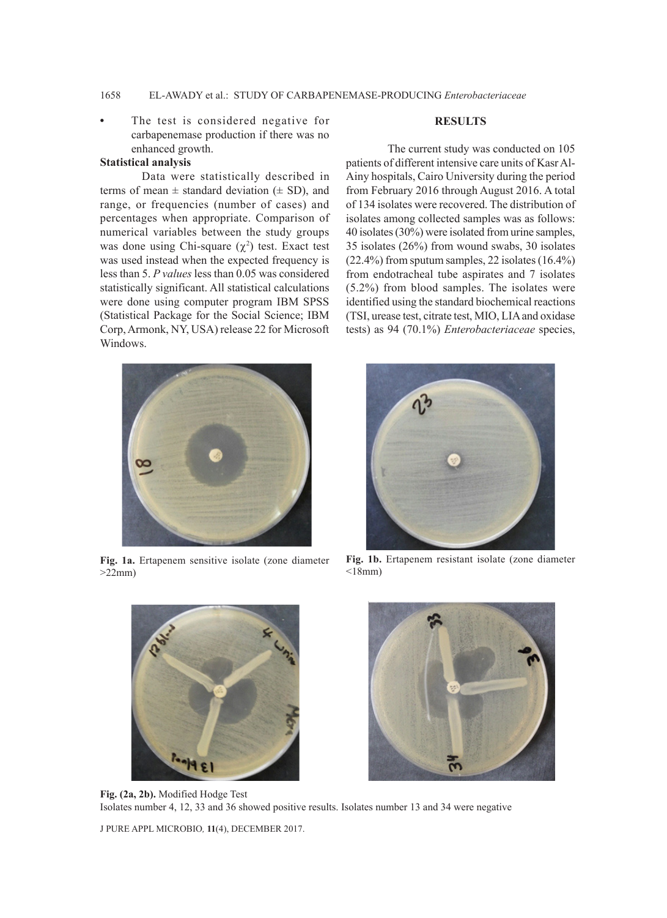- The test is considered negative for carbapenemase production if there was no enhanced growth.

### Statistical analysis

Data were statistically described in terms of mean ± standard deviation (± SD), and range, or frequencies (number of cases) and percentages when appropriate. Comparison of numerical variables between the study groups was done using Chi-square ($\chi^2$) test. Exact test was used instead when the expected frequency is less than 5. *P values* less than 0.05 was considered statistically significant. All statistical calculations were done using computer program IBM SPSS (Statistical Package for the Social Science; IBM Corp, Armonk, NY, USA) release 22 for Microsoft Windows.

## RESULTS

The current study was conducted on 105 patients of different intensive care units of Kasr Al-Ainy hospitals, Cairo University during the period from February 2016 through August 2016. A total of 134 isolates were recovered. The distribution of isolates among collected samples was as follows: 40 isolates (30%) were isolated from urine samples, 35 isolates (26%) from wound swabs, 30 isolates (22.4%) from sputum samples, 22 isolates (16.4%) from endotracheal tube aspirates and 7 isolates (5.2%) from blood samples. The isolates were identified using the standard biochemical reactions (TSI, urease test, citrate test, MIO, LIA and oxidase tests) as 94 (70.1%) *Enterobacteriaceae* species,

**Fig. 1a.** Ertapenem sensitive isolate (zone diameter >22mm)

**Fig. 1b.** Ertapenem resistant isolate (zone diameter <18mm)

**Fig. (2a, 2b).** Modified Hodge Test
Isolates number 4, 12, 33 and 36 showed positive results. Isolates number 13 and 34 were negative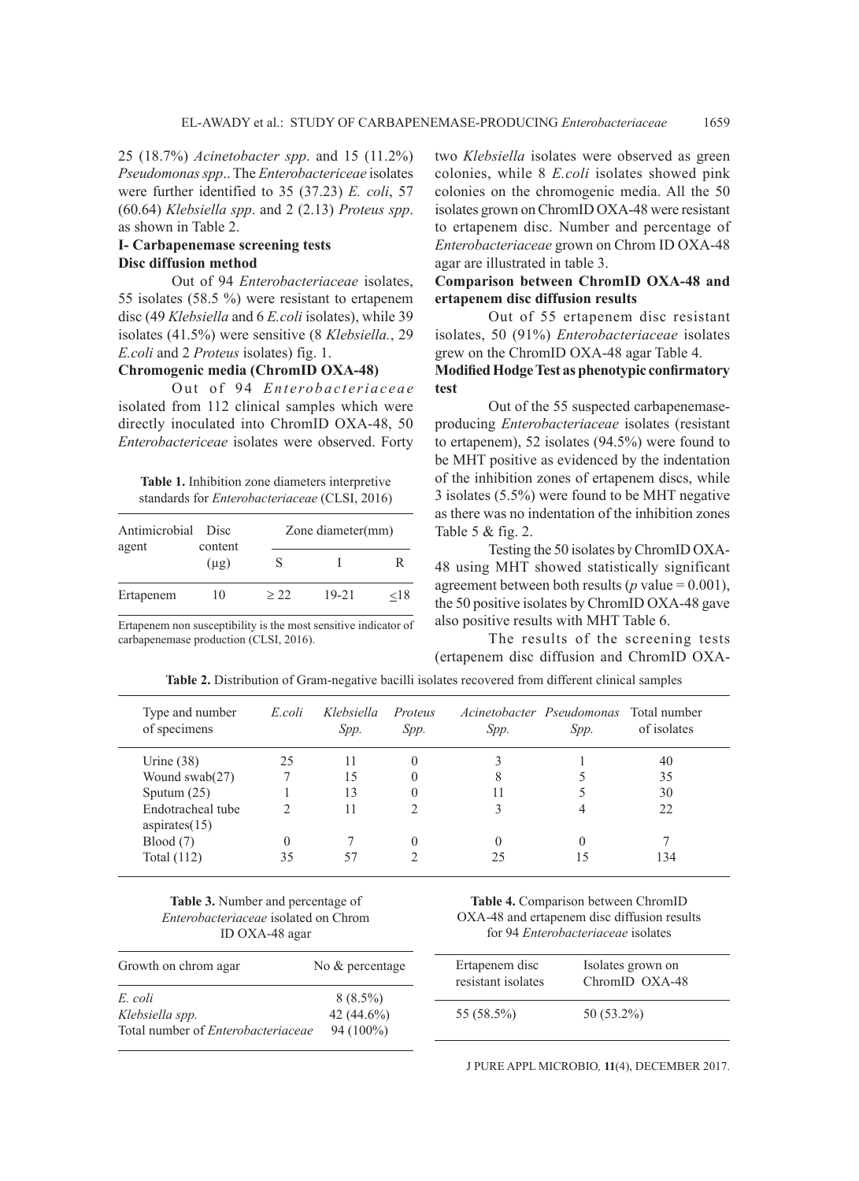25 (18.7%) *Acinetobacter spp*. and 15 (11.2%) *Pseudomonas spp*.. The *Enterobactericeae* isolates were further identified to 35 (37.23) *E. coli*, 57 (60.64) *Klebsiella spp*. and 2 (2.13) *Proteus spp*. as shown in Table 2.

## I- Carbapenemase screening tests

### Disc diffusion method

Out of 94 *Enterobacteriaceae* isolates, 55 isolates (58.5 %) were resistant to ertapenem disc (49 *Klebsiella* and 6 *E.coli* isolates), while 39 isolates (41.5%) were sensitive (8 *Klebsiella*., 29 *E.coli* and 2 *Proteus* isolates) fig. 1.

### Chromogenic media (ChromID OXA-48)

Out of 94 *Enterobacteriaceae* isolated from 112 clinical samples which were directly inoculated into ChromID OXA-48, 50 *Enterobactericeae* isolates were observed. Forty two *Klebsiella* isolates were observed as green colonies, while 8 *E.coli* isolates showed pink colonies on the chromogenic media. All the 50 isolates grown on ChromID OXA-48 were resistant to ertapenem disc. Number and percentage of *Enterobacteriaceae* grown on Chrom ID OXA-48 agar are illustrated in table 3.

**Table 1.** Inhibition zone diameters interpretive standards for *Enterobacteriaceae* (CLSI, 2016)

| Antimicrobial agent | Disc content (µg) | Zone diameter(mm) | | |
|---|---|---|---|---|
| | | S | I | R |
| Ertapenem | 10 | ≥ 22 | 19-21 | ≤18 |

Ertapenem non susceptibility is the most sensitive indicator of carbapenemase production (CLSI, 2016).

### Comparison between ChromID OXA-48 and ertapenem disc diffusion results

Out of 55 ertapenem disc resistant isolates, 50 (91%) *Enterobacteriaceae* isolates grew on the ChromID OXA-48 agar Table 4.

### Modified Hodge Test as phenotypic confirmatory test

Out of the 55 suspected carbapenemase-producing *Enterobacteriaceae* isolates (resistant to ertapenem), 52 isolates (94.5%) were found to be MHT positive as evidenced by the indentation of the inhibition zones of ertapenem discs, while 3 isolates (5.5%) were found to be MHT negative as there was no indentation of the inhibition zones Table 5 & fig. 2.

Testing the 50 isolates by ChromID OXA-48 using MHT showed statistically significant agreement between both results ($p$ value = 0.001), the 50 positive isolates by ChromID OXA-48 gave also positive results with MHT Table 6.

The results of the screening tests (ertapenem disc diffusion and ChromID OXA-

**Table 2.** Distribution of Gram-negative bacilli isolates recovered from different clinical samples

| Type and number of specimens | *E.coli* | *Klebsiella Spp.* | *Proteus Spp.* | *Acinetobacter Spp.* | *Pseudomonas Spp.* | Total number of isolates |
|---|---|---|---|---|---|---|
| Urine (38) | 25 | 11 | 0 | 3 | 1 | 40 |
| Wound swab(27) | 7 | 15 | 0 | 8 | 5 | 35 |
| Sputum (25) | 1 | 13 | 0 | 11 | 5 | 30 |
| Endotracheal tube aspirates(15) | 2 | 11 | 2 | 3 | 4 | 22 |
| Blood (7) | 0 | 7 | 0 | 0 | 0 | 7 |
| Total (112) | 35 | 57 | 2 | 25 | 15 | 134 |

**Table 3.** Number and percentage of *Enterobacteriaceae* isolated on Chrom ID OXA-48 agar

| Growth on chrom agar | No & percentage |
|---|---|
| *E. coli* | 8 (8.5%) |
| *Klebsiella spp.* | 42 (44.6%) |
| Total number of *Enterobacteriaceae* | 94 (100%) |

**Table 4.** Comparison between ChromID OXA-48 and ertapenem disc diffusion results for 94 *Enterobacteriaceae* isolates

| Ertapenem disc resistant isolates | Isolates grown on ChromID OXA-48 |
|---|---|
| 55 (58.5%) | 50 (53.2%) |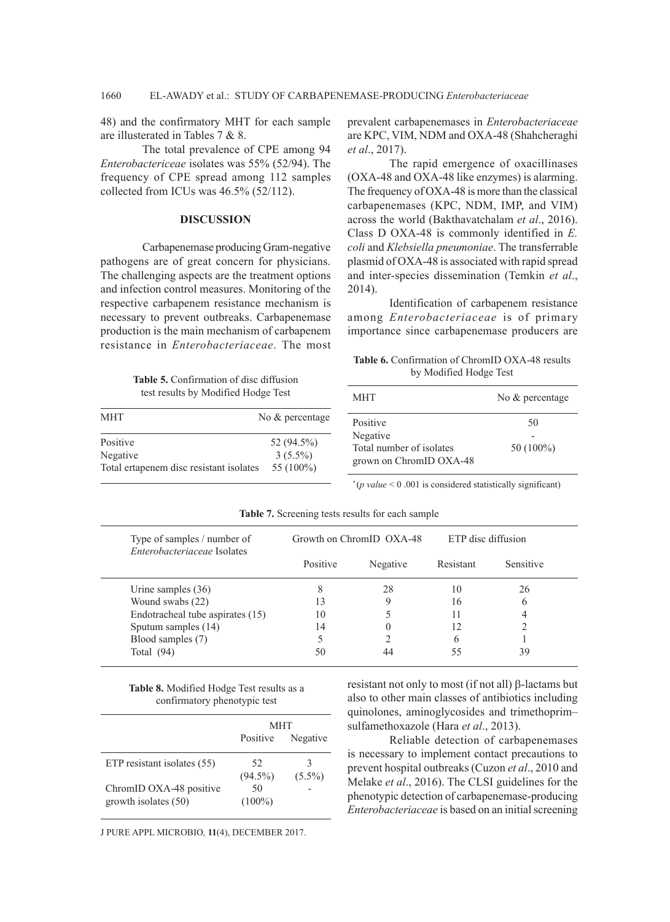48) and the confirmatory MHT for each sample are illusterated in Tables 7 & 8.

The total prevalence of CPE among 94 *Enterobactericeae* isolates was 55% (52/94). The frequency of CPE spread among 112 samples collected from ICUs was 46.5% (52/112).

## DISCUSSION

Carbapenemase producing Gram-negative pathogens are of great concern for physicians. The challenging aspects are the treatment options and infection control measures. Monitoring of the respective carbapenem resistance mechanism is necessary to prevent outbreaks. Carbapenemase production is the main mechanism of carbapenem resistance in *Enterobacteriaceae*. The most prevalent carbapenemases in *Enterobacteriaceae* are KPC, VIM, NDM and OXA-48 (Shahcheraghi *et al*., 2017).

The rapid emergence of oxacillinases (OXA-48 and OXA-48 like enzymes) is alarming. The frequency of OXA-48 is more than the classical carbapenemases (KPC, NDM, IMP, and VIM) across the world (Bakthavatchalam *et al*., 2016). Class D OXA-48 is commonly identified in *E. coli* and *Klebsiella pneumoniae*. The transferrable plasmid of OXA-48 is associated with rapid spread and inter-species dissemination (Temkin *et al*., 2014).

Identification of carbapenem resistance among *Enterobacteriaceae* is of primary importance since carbapenemase producers are resistant not only to most (if not all) β-lactams but also to other main classes of antibiotics including quinolones, aminoglycosides and trimethoprim–sulfamethoxazole (Hara *et al*., 2013).

Reliable detection of carbapenemases is necessary to implement contact precautions to prevent hospital outbreaks (Cuzon *et al*., 2010 and Melake *et al*., 2016). The CLSI guidelines for the phenotypic detection of carbapenemase-producing *Enterobacteriaceae* is based on an initial screening

**Table 5.** Confirmation of disc diffusion test results by Modified Hodge Test

| MHT | No & percentage |
|---|---|
| Positive | 52 (94.5%) |
| Negative | 3 (5.5%) |
| Total ertapenem disc resistant isolates | 55 (100%) |

**Table 6.** Confirmation of ChromID OXA-48 results by Modified Hodge Test

| MHT | No & percentage |
|---|---|
| Positive | 50 |
| Negative | - |
| Total number of isolates grown on ChromID OXA-48 | 50 (100%) |

*(*p value* < 0 .001 is considered statistically significant)

**Table 7.** Screening tests results for each sample

| Type of samples / number of *Enterobacteriaceae* Isolates | Growth on ChromID OXA-48 | | ETP disc diffusion | |
|---|---|---|---|---|
| | Positive | Negative | Resistant | Sensitive |
| Urine samples (36) | 8 | 28 | 10 | 26 |
| Wound swabs (22) | 13 | 9 | 16 | 6 |
| Endotracheal tube aspirates (15) | 10 | 5 | 11 | 4 |
| Sputum samples (14) | 14 | 0 | 12 | 2 |
| Blood samples (7) | 5 | 2 | 6 | 1 |
| Total (94) | 50 | 44 | 55 | 39 |

**Table 8.** Modified Hodge Test results as a confirmatory phenotypic test

| | MHT | |
|---|---|---|
| | Positive | Negative |
| ETP resistant isolates (55) | 52 (94.5%) | 3 (5.5%) |
| ChromID OXA-48 positive growth isolates (50) | 50 (100%) | - |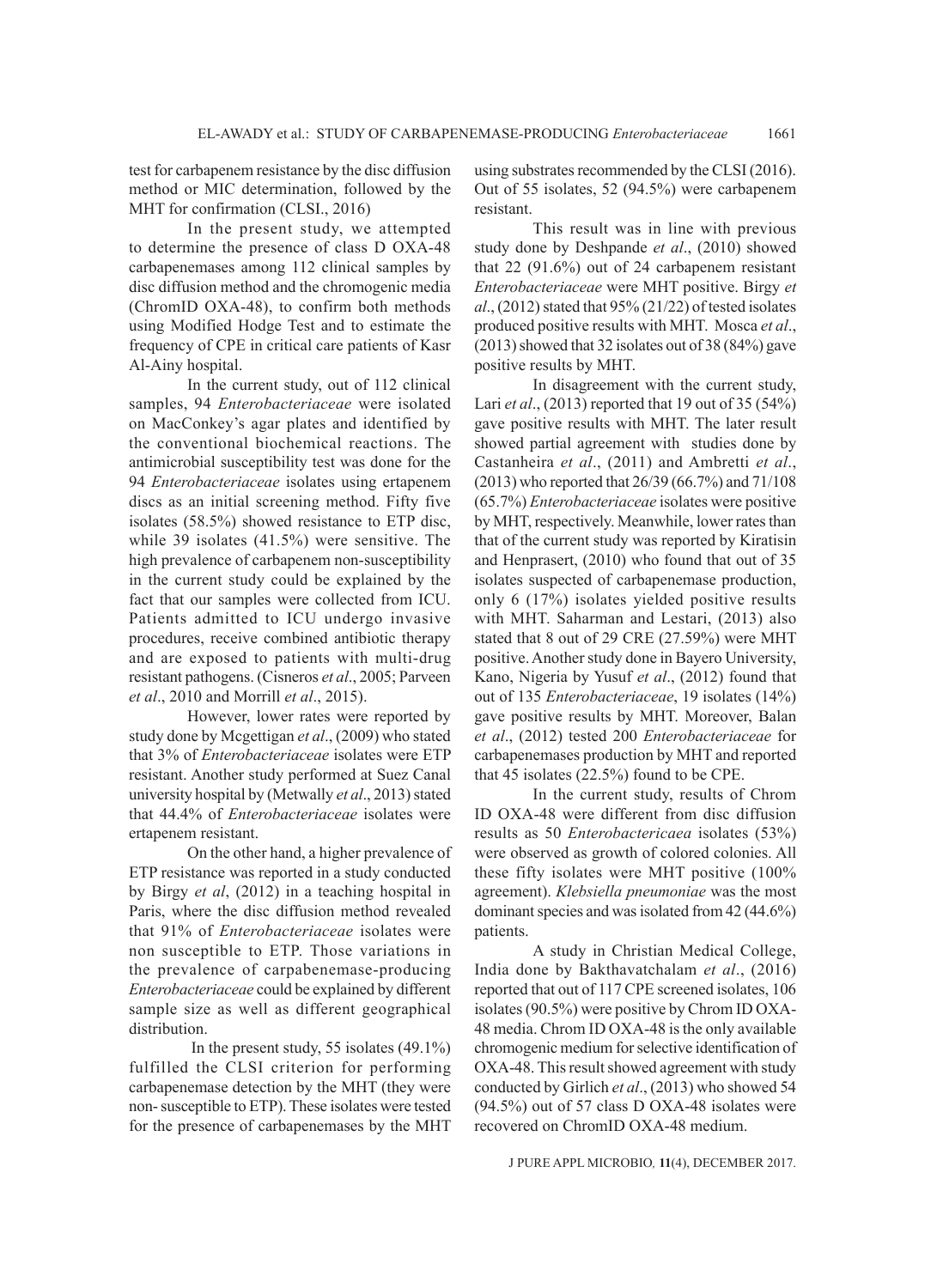test for carbapenem resistance by the disc diffusion method or MIC determination, followed by the MHT for confirmation (CLSI., 2016)

In the present study, we attempted to determine the presence of class D OXA-48 carbapenemases among 112 clinical samples by disc diffusion method and the chromogenic media (ChromID OXA-48), to confirm both methods using Modified Hodge Test and to estimate the frequency of CPE in critical care patients of Kasr Al-Ainy hospital.

In the current study, out of 112 clinical samples, 94 *Enterobacteriaceae* were isolated on MacConkey's agar plates and identified by the conventional biochemical reactions. The antimicrobial susceptibility test was done for the 94 *Enterobacteriaceae* isolates using ertapenem discs as an initial screening method. Fifty five isolates (58.5%) showed resistance to ETP disc, while 39 isolates (41.5%) were sensitive. The high prevalence of carbapenem non-susceptibility in the current study could be explained by the fact that our samples were collected from ICU. Patients admitted to ICU undergo invasive procedures, receive combined antibiotic therapy and are exposed to patients with multi-drug resistant pathogens. (Cisneros *et al*., 2005; Parveen *et al*., 2010 and Morrill *et al*., 2015).

However, lower rates were reported by study done by Mcgettigan *et al*., (2009) who stated that 3% of *Enterobacteriaceae* isolates were ETP resistant. Another study performed at Suez Canal university hospital by (Metwally *et al*., 2013) stated that 44.4% of *Enterobacteriaceae* isolates were ertapenem resistant.

On the other hand, a higher prevalence of ETP resistance was reported in a study conducted by Birgy *et al*, (2012) in a teaching hospital in Paris, where the disc diffusion method revealed that 91% of *Enterobacteriaceae* isolates were non susceptible to ETP. Those variations in the prevalence of carpabenemase-producing *Enterobacteriaceae* could be explained by different sample size as well as different geographical distribution.

In the present study, 55 isolates (49.1%) fulfilled the CLSI criterion for performing carbapenemase detection by the MHT (they were non- susceptible to ETP). These isolates were tested for the presence of carbapenemases by the MHT using substrates recommended by the CLSI (2016). Out of 55 isolates, 52 (94.5%) were carbapenem resistant.

This result was in line with previous study done by Deshpande *et al*., (2010) showed that 22 (91.6%) out of 24 carbapenem resistant *Enterobacteriaceae* were MHT positive. Birgy *et al*., (2012) stated that 95% (21/22) of tested isolates produced positive results with MHT. Mosca *et al*., (2013) showed that 32 isolates out of 38 (84%) gave positive results by MHT.

In disagreement with the current study, Lari *et al*., (2013) reported that 19 out of 35 (54%) gave positive results with MHT. The later result showed partial agreement with studies done by Castanheira *et al*., (2011) and Ambretti *et al*., (2013) who reported that 26/39 (66.7%) and 71/108 (65.7%) *Enterobacteriaceae* isolates were positive by MHT, respectively. Meanwhile, lower rates than that of the current study was reported by Kiratisin and Henprasert, (2010) who found that out of 35 isolates suspected of carbapenemase production, only 6 (17%) isolates yielded positive results with MHT. Saharman and Lestari, (2013) also stated that 8 out of 29 CRE (27.59%) were MHT positive. Another study done in Bayero University, Kano, Nigeria by Yusuf *et al*., (2012) found that out of 135 *Enterobacteriaceae*, 19 isolates (14%) gave positive results by MHT. Moreover, Balan *et al*., (2012) tested 200 *Enterobacteriaceae* for carbapenemases production by MHT and reported that 45 isolates (22.5%) found to be CPE.

In the current study, results of Chrom ID OXA-48 were different from disc diffusion results as 50 *Enterobactericaea* isolates (53%) were observed as growth of colored colonies. All these fifty isolates were MHT positive (100% agreement). *Klebsiella pneumoniae* was the most dominant species and was isolated from 42 (44.6%) patients.

A study in Christian Medical College, India done by Bakthavatchalam *et al*., (2016) reported that out of 117 CPE screened isolates, 106 isolates (90.5%) were positive by Chrom ID OXA-48 media. Chrom ID OXA-48 is the only available chromogenic medium for selective identification of OXA-48. This result showed agreement with study conducted by Girlich *et al*., (2013) who showed 54 (94.5%) out of 57 class D OXA-48 isolates were recovered on ChromID OXA-48 medium.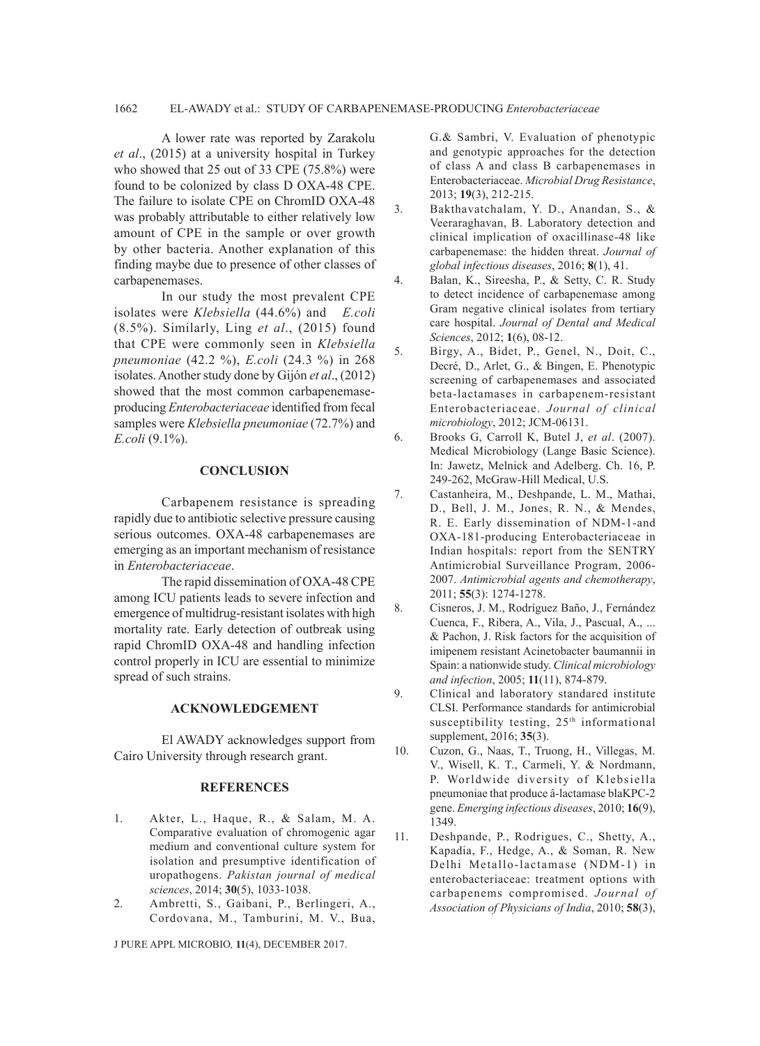A lower rate was reported by Zarakolu *et al*., (2015) at a university hospital in Turkey who showed that 25 out of 33 CPE (75.8%) were found to be colonized by class D OXA-48 CPE. The failure to isolate CPE on ChromID OXA-48 was probably attributable to either relatively low amount of CPE in the sample or over growth by other bacteria. Another explanation of this finding maybe due to presence of other classes of carbapenemases.

In our study the most prevalent CPE isolates were *Klebsiella* (44.6%) and *E.coli* (8.5%). Similarly, Ling *et al*., (2015) found that CPE were commonly seen in *Klebsiella pneumoniae* (42.2 %), *E.coli* (24.3 %) in 268 isolates. Another study done by Gijón *et al*., (2012) showed that the most common carbapenemase-producing *Enterobacteriaceae* identified from fecal samples were *Klebsiella pneumoniae* (72.7%) and *E.coli* (9.1%).

## CONCLUSION

Carbapenem resistance is spreading rapidly due to antibiotic selective pressure causing serious outcomes. OXA-48 carbapenemases are emerging as an important mechanism of resistance in *Enterobacteriaceae*.

The rapid dissemination of OXA-48 CPE among ICU patients leads to severe infection and emergence of multidrug-resistant isolates with high mortality rate. Early detection of outbreak using rapid ChromID OXA-48 and handling infection control properly in ICU are essential to minimize spread of such strains.

## ACKNOWLEDGEMENT

El AWADY acknowledges support from Cairo University through research grant.

## REFERENCES

1. Akter, L., Haque, R., & Salam, M. A. Comparative evaluation of chromogenic agar medium and conventional culture system for isolation and presumptive identification of uropathogens. *Pakistan journal of medical sciences*, 2014; **30**(5), 1033-1038.
2. Ambretti, S., Gaibani, P., Berlingeri, A., Cordovana, M., Tamburini, M. V., Bua, G.& Sambri, V. Evaluation of phenotypic and genotypic approaches for the detection of class A and class B carbapenemases in Enterobacteriaceae. *Microbial Drug Resistance*, 2013; **19**(3), 212-215.
3. Bakthavatchalam, Y. D., Anandan, S., & Veeraraghavan, B. Laboratory detection and clinical implication of oxacillinase-48 like carbapenemase: the hidden threat. *Journal of global infectious diseases*, 2016; **8**(1), 41.
4. Balan, K., Sireesha, P., & Setty, C. R. Study to detect incidence of carbapenemase among Gram negative clinical isolates from tertiary care hospital. *Journal of Dental and Medical Sciences*, 2012; **1**(6), 08-12.
5. Birgy, A., Bidet, P., Genel, N., Doit, C., Decré, D., Arlet, G., & Bingen, E. Phenotypic screening of carbapenemases and associated beta-lactamases in carbapenem-resistant Enterobacteriaceae. *Journal of clinical microbiology*, 2012; JCM-06131.
6. Brooks G, Carroll K, Butel J, *et al*. (2007). Medical Microbiology (Lange Basic Science). In: Jawetz, Melnick and Adelberg. Ch. 16, P. 249-262, McGraw-Hill Medical, U.S.
7. Castanheira, M., Deshpande, L. M., Mathai, D., Bell, J. M., Jones, R. N., & Mendes, R. E. Early dissemination of NDM-1-and OXA-181-producing Enterobacteriaceae in Indian hospitals: report from the SENTRY Antimicrobial Surveillance Program, 2006-2007. *Antimicrobial agents and chemotherapy*, 2011; **55**(3): 1274-1278.
8. Cisneros, J. M., Rodríguez Baño, J., Fernández Cuenca, F., Ribera, A., Vila, J., Pascual, A., ... & Pachon, J. Risk factors for the acquisition of imipenem resistant Acinetobacter baumannii in Spain: a nationwide study. *Clinical microbiology and infection*, 2005; **11**(11), 874-879.
9. Clinical and laboratory standared institute CLSI. Performance standards for antimicrobial susceptibility testing, 25th informational supplement, 2016; **35**(3).
10. Cuzon, G., Naas, T., Truong, H., Villegas, M. V., Wisell, K. T., Carmeli, Y. & Nordmann, P. Worldwide diversity of Klebsiella pneumoniae that produce â-lactamase blaKPC-2 gene. *Emerging infectious diseases*, 2010; **16**(9), 1349.
11. Deshpande, P., Rodrigues, C., Shetty, A., Kapadia, F., Hedge, A., & Soman, R. New Delhi Metallo-lactamase (NDM-1) in enterobacteriaceae: treatment options with carbapenems compromised. *Journal of Association of Physicians of India*, 2010; **58**(3),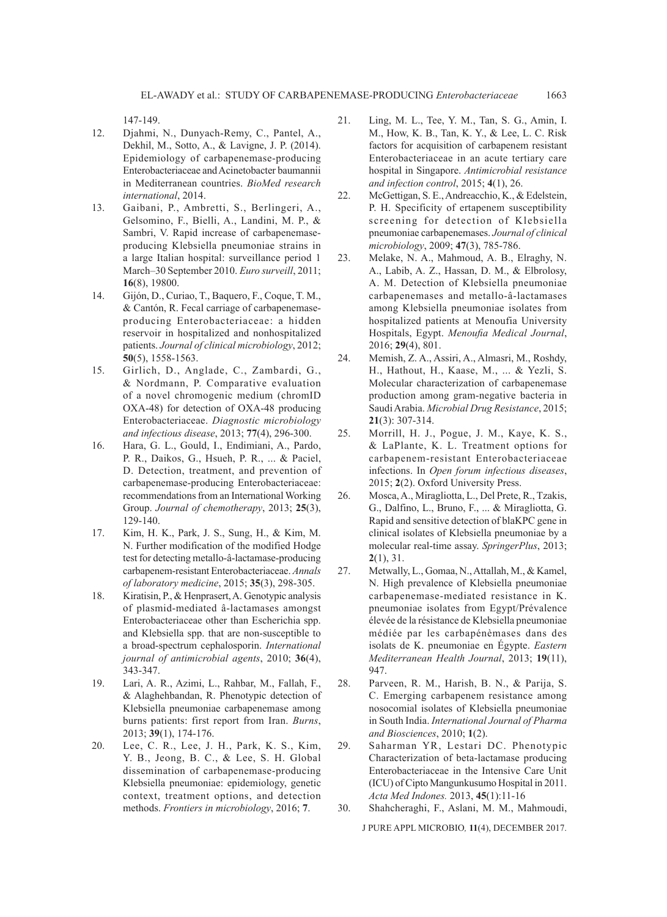147-149.

12. Djahmi, N., Dunyach-Remy, C., Pantel, A., Dekhil, M., Sotto, A., & Lavigne, J. P. (2014). Epidemiology of carbapenemase-producing Enterobacteriaceae and Acinetobacter baumannii in Mediterranean countries. *BioMed research international*, 2014.
13. Gaibani, P., Ambretti, S., Berlingeri, A., Gelsomino, F., Bielli, A., Landini, M. P., & Sambri, V. Rapid increase of carbapenemase-producing Klebsiella pneumoniae strains in a large Italian hospital: surveillance period 1 March–30 September 2010. *Euro surveill*, 2011; **16**(8), 19800.
14. Gijón, D., Curiao, T., Baquero, F., Coque, T. M., & Cantón, R. Fecal carriage of carbapenemase-producing Enterobacteriaceae: a hidden reservoir in hospitalized and nonhospitalized patients. *Journal of clinical microbiology*, 2012; **50**(5), 1558-1563.
15. Girlich, D., Anglade, C., Zambardi, G., & Nordmann, P. Comparative evaluation of a novel chromogenic medium (chromID OXA-48) for detection of OXA-48 producing Enterobacteriaceae. *Diagnostic microbiology and infectious disease*, 2013; **77**(4), 296-300.
16. Hara, G. L., Gould, I., Endimiani, A., Pardo, P. R., Daikos, G., Hsueh, P. R., ... & Paciel, D. Detection, treatment, and prevention of carbapenemase-producing Enterobacteriaceae: recommendations from an International Working Group. *Journal of chemotherapy*, 2013; **25**(3), 129-140.
17. Kim, H. K., Park, J. S., Sung, H., & Kim, M. N. Further modification of the modified Hodge test for detecting metallo-â-lactamase-producing carbapenem-resistant Enterobacteriaceae. *Annals of laboratory medicine*, 2015; **35**(3), 298-305.
18. Kiratisin, P., & Henprasert, A. Genotypic analysis of plasmid-mediated â-lactamases amongst Enterobacteriaceae other than Escherichia spp. and Klebsiella spp. that are non-susceptible to a broad-spectrum cephalosporin. *International journal of antimicrobial agents*, 2010; **36**(4), 343-347.
19. Lari, A. R., Azimi, L., Rahbar, M., Fallah, F., & Alaghehbandan, R. Phenotypic detection of Klebsiella pneumoniae carbapenemase among burns patients: first report from Iran. *Burns*, 2013; **39**(1), 174-176.
20. Lee, C. R., Lee, J. H., Park, K. S., Kim, Y. B., Jeong, B. C., & Lee, S. H. Global dissemination of carbapenemase-producing Klebsiella pneumoniae: epidemiology, genetic context, treatment options, and detection methods. *Frontiers in microbiology*, 2016; **7**.
21. Ling, M. L., Tee, Y. M., Tan, S. G., Amin, I. M., How, K. B., Tan, K. Y., & Lee, L. C. Risk factors for acquisition of carbapenem resistant Enterobacteriaceae in an acute tertiary care hospital in Singapore. *Antimicrobial resistance and infection control*, 2015; **4**(1), 26.
22. McGettigan, S. E., Andreacchio, K., & Edelstein, P. H. Specificity of ertapenem susceptibility screening for detection of Klebsiella pneumoniae carbapenemases. *Journal of clinical microbiology*, 2009; **47**(3), 785-786.
23. Melake, N. A., Mahmoud, A. B., Elraghy, N. A., Labib, A. Z., Hassan, D. M., & Elbrolosy, A. M. Detection of Klebsiella pneumoniae carbapenemases and metallo-â-lactamases among Klebsiella pneumoniae isolates from hospitalized patients at Menoufia University Hospitals, Egypt. *Menoufia Medical Journal*, 2016; **29**(4), 801.
24. Memish, Z. A., Assiri, A., Almasri, M., Roshdy, H., Hathout, H., Kaase, M., ... & Yezli, S. Molecular characterization of carbapenemase production among gram-negative bacteria in Saudi Arabia. *Microbial Drug Resistance*, 2015; **21**(3): 307-314.
25. Morrill, H. J., Pogue, J. M., Kaye, K. S., & LaPlante, K. L. Treatment options for carbapenem-resistant Enterobacteriaceae infections. In *Open forum infectious diseases*, 2015; **2**(2). Oxford University Press.
26. Mosca, A., Miragliotta, L., Del Prete, R., Tzakis, G., Dalfino, L., Bruno, F., ... & Miragliotta, G. Rapid and sensitive detection of blaKPC gene in clinical isolates of Klebsiella pneumoniae by a molecular real-time assay. *SpringerPlus*, 2013; **2**(1), 31.
27. Metwally, L., Gomaa, N., Attallah, M., & Kamel, N. High prevalence of Klebsiella pneumoniae carbapenemase-mediated resistance in K. pneumoniae isolates from Egypt/Prévalence élevée de la résistance de Klebsiella pneumoniae médiée par les carbapénèmases dans des isolats de K. pneumoniae en Égypte. *Eastern Mediterranean Health Journal*, 2013; **19**(11), 947.
28. Parveen, R. M., Harish, B. N., & Parija, S. C. Emerging carbapenem resistance among nosocomial isolates of Klebsiella pneumoniae in South India. *International Journal of Pharma and Biosciences*, 2010; **1**(2).
29. Saharman YR, Lestari DC. Phenotypic Characterization of beta-lactamase producing Enterobacteriaceae in the Intensive Care Unit (ICU) of Cipto Mangunkusumo Hospital in 2011. *Acta Med Indones.* 2013, **45**(1):11-16
30. Shahcheraghi, F., Aslani, M. M., Mahmoudi,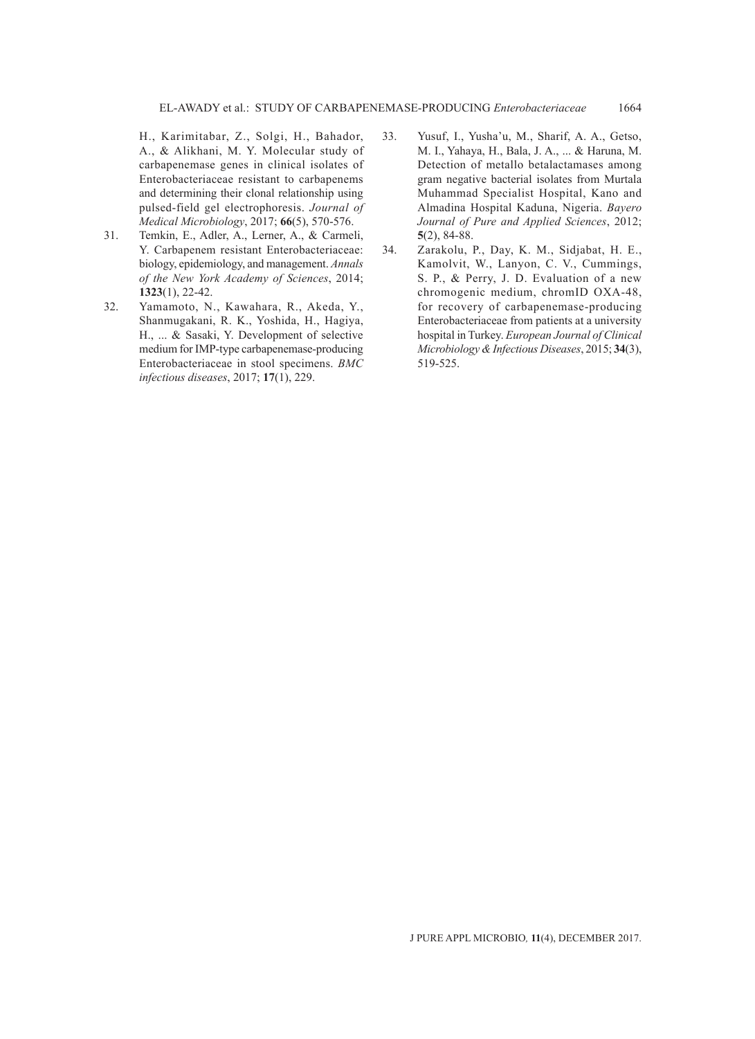H., Karimitabar, Z., Solgi, H., Bahador, A., & Alikhani, M. Y. Molecular study of carbapenemase genes in clinical isolates of Enterobacteriaceae resistant to carbapenems and determining their clonal relationship using pulsed-field gel electrophoresis. *Journal of Medical Microbiology*, 2017; **66**(5), 570-576.

31. Temkin, E., Adler, A., Lerner, A., & Carmeli, Y. Carbapenem resistant Enterobacteriaceae: biology, epidemiology, and management. *Annals of the New York Academy of Sciences*, 2014; **1323**(1), 22-42.
32. Yamamoto, N., Kawahara, R., Akeda, Y., Shanmugakani, R. K., Yoshida, H., Hagiya, H., ... & Sasaki, Y. Development of selective medium for IMP-type carbapenemase-producing Enterobacteriaceae in stool specimens. *BMC infectious diseases*, 2017; **17**(1), 229.
33. Yusuf, I., Yusha'u, M., Sharif, A. A., Getso, M. I., Yahaya, H., Bala, J. A., ... & Haruna, M. Detection of metallo betalactamases among gram negative bacterial isolates from Murtala Muhammad Specialist Hospital, Kano and Almadina Hospital Kaduna, Nigeria. *Bayero Journal of Pure and Applied Sciences*, 2012; **5**(2), 84-88.
34. Zarakolu, P., Day, K. M., Sidjabat, H. E., Kamolvit, W., Lanyon, C. V., Cummings, S. P., & Perry, J. D. Evaluation of a new chromogenic medium, chromID OXA-48, for recovery of carbapenemase-producing Enterobacteriaceae from patients at a university hospital in Turkey. *European Journal of Clinical Microbiology & Infectious Diseases*, 2015; **34**(3), 519-525.